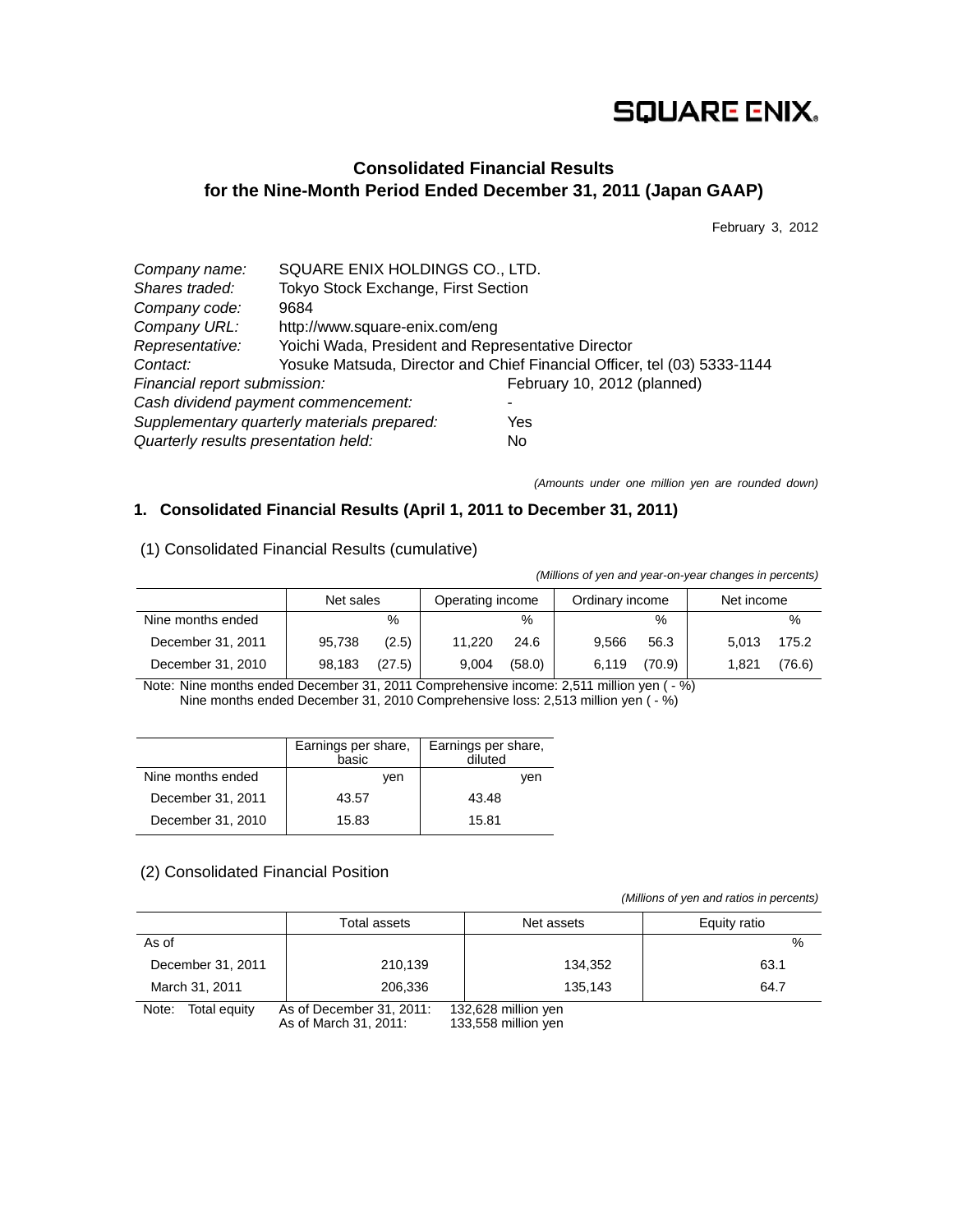SQUARE ENIX.

# Consolidated Financial Results for the Nine-Month Period Ended December 31, 2011 (Japan GAAP)

February 3, 2012

*Company name:* SQUARE ENIX HOLDINGS CO., LTD.
*Shares traded:* Tokyo Stock Exchange, First Section
*Company code:* 9684
*Company URL:* http://www.square-enix.com/eng
*Representative:* Yoichi Wada, President and Representative Director
*Contact:* Yosuke Matsuda, Director and Chief Financial Officer, tel (03) 5333-1144
*Financial report submission:* February 10, 2012 (planned)
*Cash dividend payment commencement:* -
*Supplementary quarterly materials prepared:* Yes
*Quarterly results presentation held:* No

*(Amounts under one million yen are rounded down)*

## 1. Consolidated Financial Results (April 1, 2011 to December 31, 2011)

### (1) Consolidated Financial Results (cumulative)

*(Millions of yen and year-on-year changes in percents)*

| | Net sales | | Operating income | | Ordinary income | | Net income | |
|---|---|---|---|---|---|---|---|---|
| Nine months ended | | % | | % | | % | | % |
| December 31, 2011 | 95,738 | (2.5) | 11,220 | 24.6 | 9,566 | 56.3 | 5,013 | 175.2 |
| December 31, 2010 | 98,183 | (27.5) | 9,004 | (58.0) | 6,119 | (70.9) | 1,821 | (76.6) |

Note: Nine months ended December 31, 2011 Comprehensive income: 2,511 million yen ( - %)
Nine months ended December 31, 2010 Comprehensive loss: 2,513 million yen ( - %)

| | Earnings per share, basic | Earnings per share, diluted |
|---|---|---|
| Nine months ended | yen | yen |
| December 31, 2011 | 43.57 | 43.48 |
| December 31, 2010 | 15.83 | 15.81 |

### (2) Consolidated Financial Position

*(Millions of yen and ratios in percents)*

| | Total assets | Net assets | Equity ratio |
|---|---|---|---|
| As of | | | % |
| December 31, 2011 | 210,139 | 134,352 | 63.1 |
| March 31, 2011 | 206,336 | 135,143 | 64.7 |

Note: Total equity As of December 31, 2011: 132,628 million yen
As of March 31, 2011: 133,558 million yen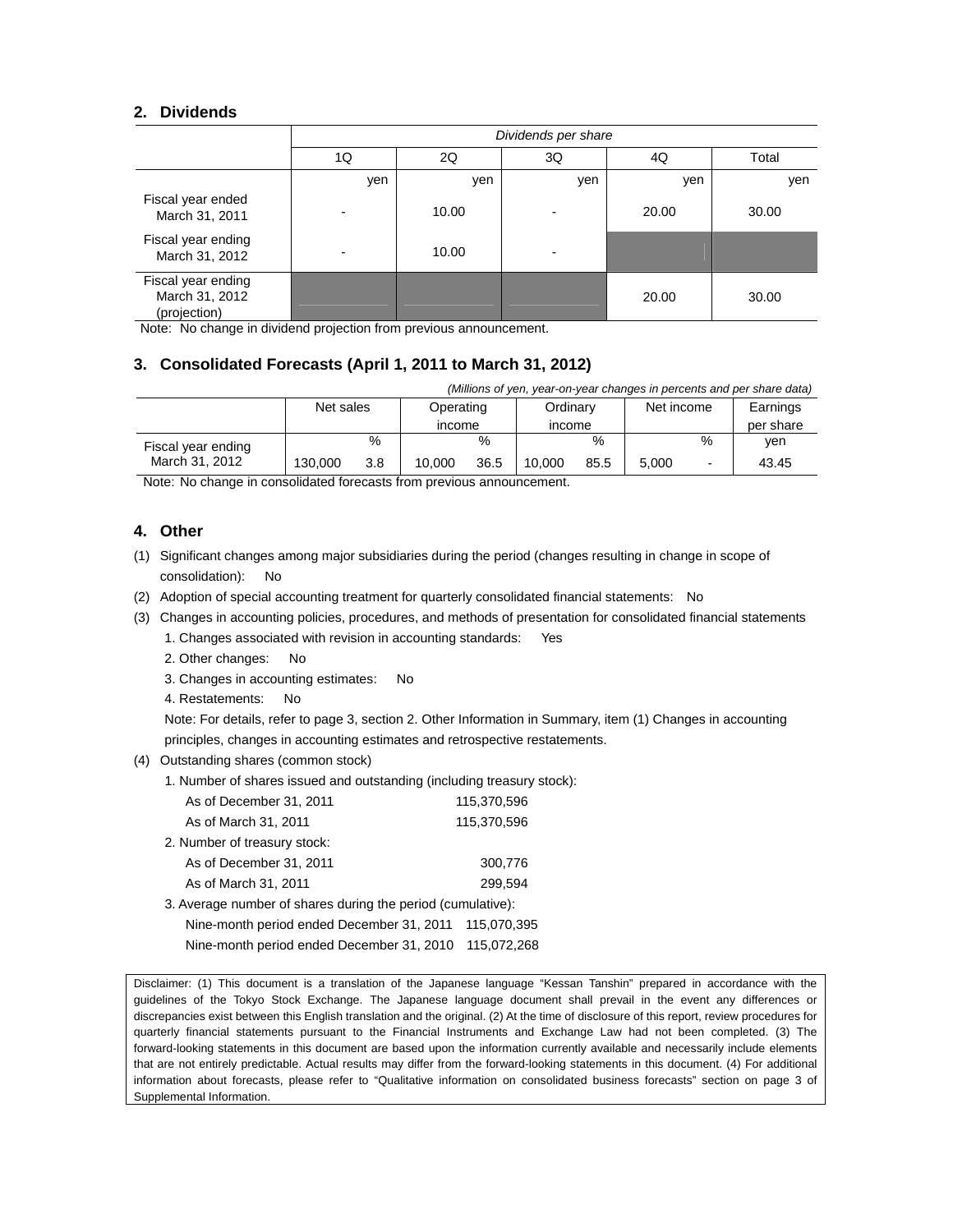## 2. Dividends

| | Dividends per share | | | | |
|---|---|---|---|---|---|
| | 1Q | 2Q | 3Q | 4Q | Total |
| | yen | yen | yen | yen | yen |
| Fiscal year ended March 31, 2011 | - | 10.00 | - | 20.00 | 30.00 |
| Fiscal year ending March 31, 2012 | - | 10.00 | - | | |
| Fiscal year ending March 31, 2012 (projection) | | | | 20.00 | 30.00 |

Note: No change in dividend projection from previous announcement.

## 3. Consolidated Forecasts (April 1, 2011 to March 31, 2012)

*(Millions of yen, year-on-year changes in percents and per share data)*

| | Net sales | | Operating income | | Ordinary income | | Net income | | Earnings per share |
|---|---|---|---|---|---|---|---|---|---|
| | | % | | % | | % | | % | yen |
| Fiscal year ending March 31, 2012 | 130,000 | 3.8 | 10,000 | 36.5 | 10,000 | 85.5 | 5,000 | - | 43.45 |

Note: No change in consolidated forecasts from previous announcement.

## 4. Other

(1) Significant changes among major subsidiaries during the period (changes resulting in change in scope of consolidation): No

(2) Adoption of special accounting treatment for quarterly consolidated financial statements: No

(3) Changes in accounting policies, procedures, and methods of presentation for consolidated financial statements

1. Changes associated with revision in accounting standards: Yes
2. Other changes: No
3. Changes in accounting estimates: No
4. Restatements: No

Note: For details, refer to page 3, section 2. Other Information in Summary, item (1) Changes in accounting principles, changes in accounting estimates and retrospective restatements.

(4) Outstanding shares (common stock)

1. Number of shares issued and outstanding (including treasury stock):
   - As of December 31, 2011: 115,370,596
   - As of March 31, 2011: 115,370,596
2. Number of treasury stock:
   - As of December 31, 2011: 300,776
   - As of March 31, 2011: 299,594
3. Average number of shares during the period (cumulative):
   - Nine-month period ended December 31, 2011: 115,070,395
   - Nine-month period ended December 31, 2010: 115,072,268

Disclaimer: (1) This document is a translation of the Japanese language "Kessan Tanshin" prepared in accordance with the guidelines of the Tokyo Stock Exchange. The Japanese language document shall prevail in the event any differences or discrepancies exist between this English translation and the original. (2) At the time of disclosure of this report, review procedures for quarterly financial statements pursuant to the Financial Instruments and Exchange Law had not been completed. (3) The forward-looking statements in this document are based upon the information currently available and necessarily include elements that are not entirely predictable. Actual results may differ from the forward-looking statements in this document. (4) For additional information about forecasts, please refer to "Qualitative information on consolidated business forecasts" section on page 3 of Supplemental Information.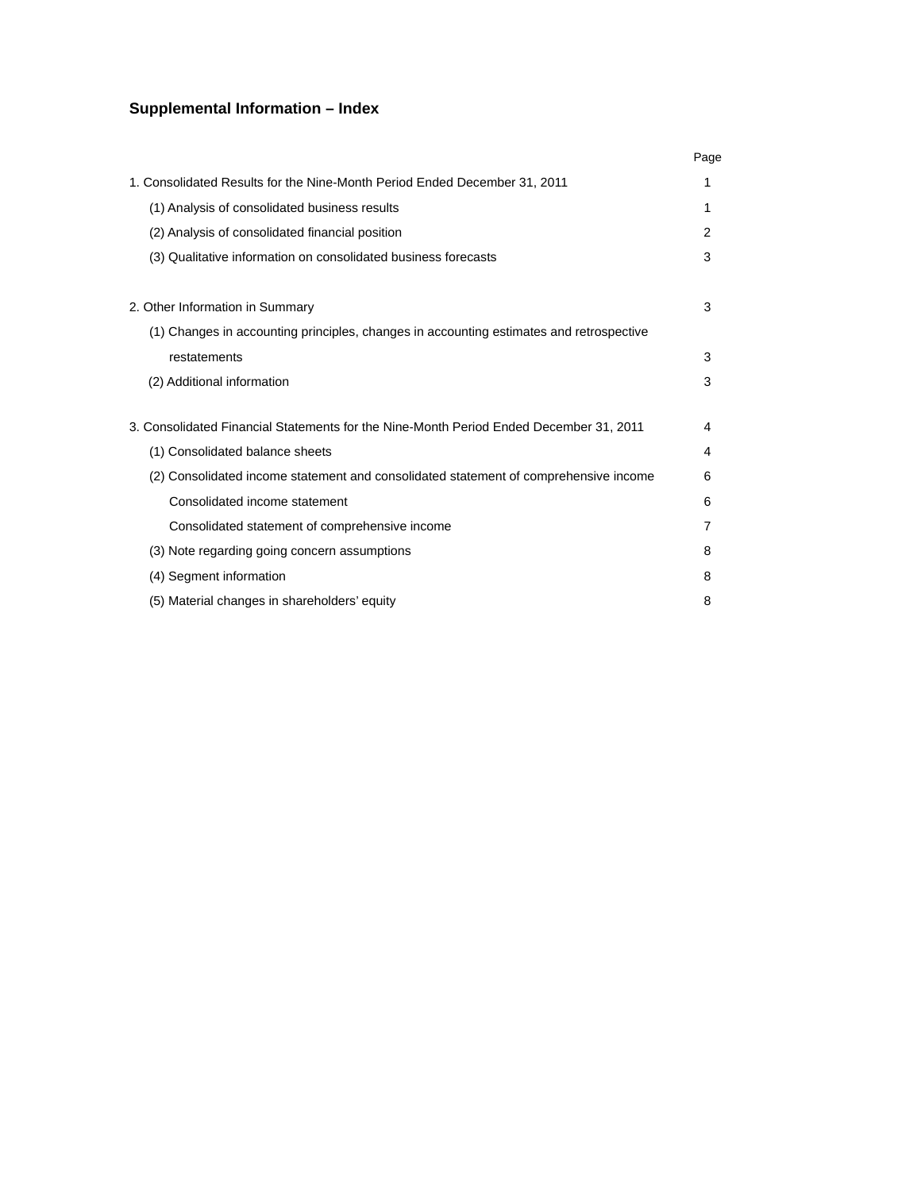## Supplemental Information – Index

| | Page |
|---|---|
| 1. Consolidated Results for the Nine-Month Period Ended December 31, 2011 | 1 |
| (1) Analysis of consolidated business results | 1 |
| (2) Analysis of consolidated financial position | 2 |
| (3) Qualitative information on consolidated business forecasts | 3 |
| | |
| 2. Other Information in Summary | 3 |
| (1) Changes in accounting principles, changes in accounting estimates and retrospective restatements | 3 |
| (2) Additional information | 3 |
| | |
| 3. Consolidated Financial Statements for the Nine-Month Period Ended December 31, 2011 | 4 |
| (1) Consolidated balance sheets | 4 |
| (2) Consolidated income statement and consolidated statement of comprehensive income | 6 |
| Consolidated income statement | 6 |
| Consolidated statement of comprehensive income | 7 |
| (3) Note regarding going concern assumptions | 8 |
| (4) Segment information | 8 |
| (5) Material changes in shareholders' equity | 8 |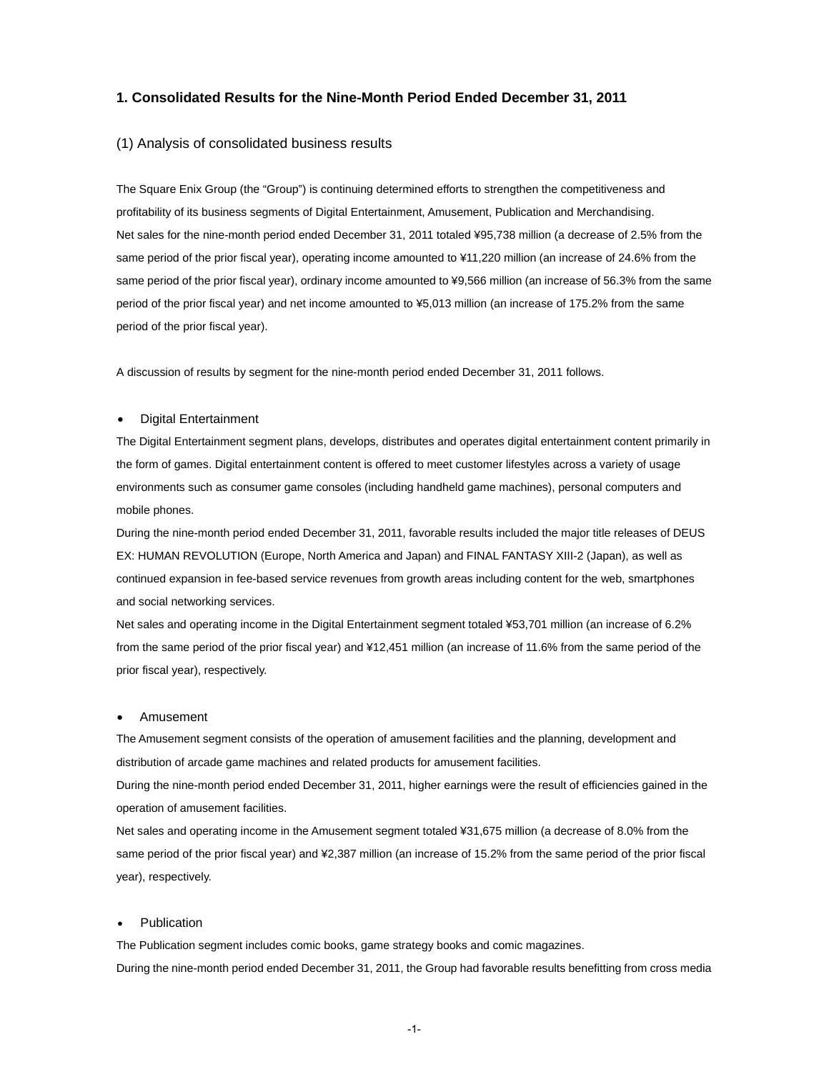## 1. Consolidated Results for the Nine-Month Period Ended December 31, 2011

### (1) Analysis of consolidated business results

The Square Enix Group (the "Group") is continuing determined efforts to strengthen the competitiveness and profitability of its business segments of Digital Entertainment, Amusement, Publication and Merchandising.
Net sales for the nine-month period ended December 31, 2011 totaled ¥95,738 million (a decrease of 2.5% from the same period of the prior fiscal year), operating income amounted to ¥11,220 million (an increase of 24.6% from the same period of the prior fiscal year), ordinary income amounted to ¥9,566 million (an increase of 56.3% from the same period of the prior fiscal year) and net income amounted to ¥5,013 million (an increase of 175.2% from the same period of the prior fiscal year).

A discussion of results by segment for the nine-month period ended December 31, 2011 follows.

- Digital Entertainment

The Digital Entertainment segment plans, develops, distributes and operates digital entertainment content primarily in the form of games. Digital entertainment content is offered to meet customer lifestyles across a variety of usage environments such as consumer game consoles (including handheld game machines), personal computers and mobile phones.
During the nine-month period ended December 31, 2011, favorable results included the major title releases of DEUS EX: HUMAN REVOLUTION (Europe, North America and Japan) and FINAL FANTASY XIII-2 (Japan), as well as continued expansion in fee-based service revenues from growth areas including content for the web, smartphones and social networking services.
Net sales and operating income in the Digital Entertainment segment totaled ¥53,701 million (an increase of 6.2% from the same period of the prior fiscal year) and ¥12,451 million (an increase of 11.6% from the same period of the prior fiscal year), respectively.

- Amusement

The Amusement segment consists of the operation of amusement facilities and the planning, development and distribution of arcade game machines and related products for amusement facilities.
During the nine-month period ended December 31, 2011, higher earnings were the result of efficiencies gained in the operation of amusement facilities.
Net sales and operating income in the Amusement segment totaled ¥31,675 million (a decrease of 8.0% from the same period of the prior fiscal year) and ¥2,387 million (an increase of 15.2% from the same period of the prior fiscal year), respectively.

- Publication

The Publication segment includes comic books, game strategy books and comic magazines.
During the nine-month period ended December 31, 2011, the Group had favorable results benefitting from cross media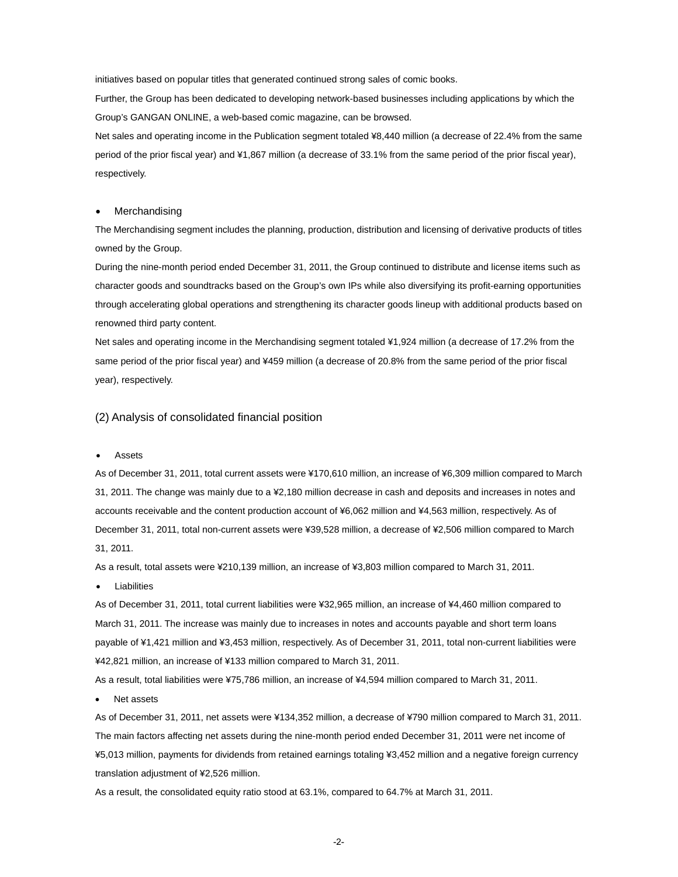initiatives based on popular titles that generated continued strong sales of comic books.

Further, the Group has been dedicated to developing network-based businesses including applications by which the Group's GANGAN ONLINE, a web-based comic magazine, can be browsed.

Net sales and operating income in the Publication segment totaled ¥8,440 million (a decrease of 22.4% from the same period of the prior fiscal year) and ¥1,867 million (a decrease of 33.1% from the same period of the prior fiscal year), respectively.

- Merchandising

The Merchandising segment includes the planning, production, distribution and licensing of derivative products of titles owned by the Group.

During the nine-month period ended December 31, 2011, the Group continued to distribute and license items such as character goods and soundtracks based on the Group's own IPs while also diversifying its profit-earning opportunities through accelerating global operations and strengthening its character goods lineup with additional products based on renowned third party content.

Net sales and operating income in the Merchandising segment totaled ¥1,924 million (a decrease of 17.2% from the same period of the prior fiscal year) and ¥459 million (a decrease of 20.8% from the same period of the prior fiscal year), respectively.

## (2) Analysis of consolidated financial position

- Assets

As of December 31, 2011, total current assets were ¥170,610 million, an increase of ¥6,309 million compared to March 31, 2011. The change was mainly due to a ¥2,180 million decrease in cash and deposits and increases in notes and accounts receivable and the content production account of ¥6,062 million and ¥4,563 million, respectively. As of December 31, 2011, total non-current assets were ¥39,528 million, a decrease of ¥2,506 million compared to March 31, 2011.

As a result, total assets were ¥210,139 million, an increase of ¥3,803 million compared to March 31, 2011.

- Liabilities

As of December 31, 2011, total current liabilities were ¥32,965 million, an increase of ¥4,460 million compared to March 31, 2011. The increase was mainly due to increases in notes and accounts payable and short term loans payable of ¥1,421 million and ¥3,453 million, respectively. As of December 31, 2011, total non-current liabilities were ¥42,821 million, an increase of ¥133 million compared to March 31, 2011.

As a result, total liabilities were ¥75,786 million, an increase of ¥4,594 million compared to March 31, 2011.

- Net assets

As of December 31, 2011, net assets were ¥134,352 million, a decrease of ¥790 million compared to March 31, 2011. The main factors affecting net assets during the nine-month period ended December 31, 2011 were net income of ¥5,013 million, payments for dividends from retained earnings totaling ¥3,452 million and a negative foreign currency translation adjustment of ¥2,526 million.

As a result, the consolidated equity ratio stood at 63.1%, compared to 64.7% at March 31, 2011.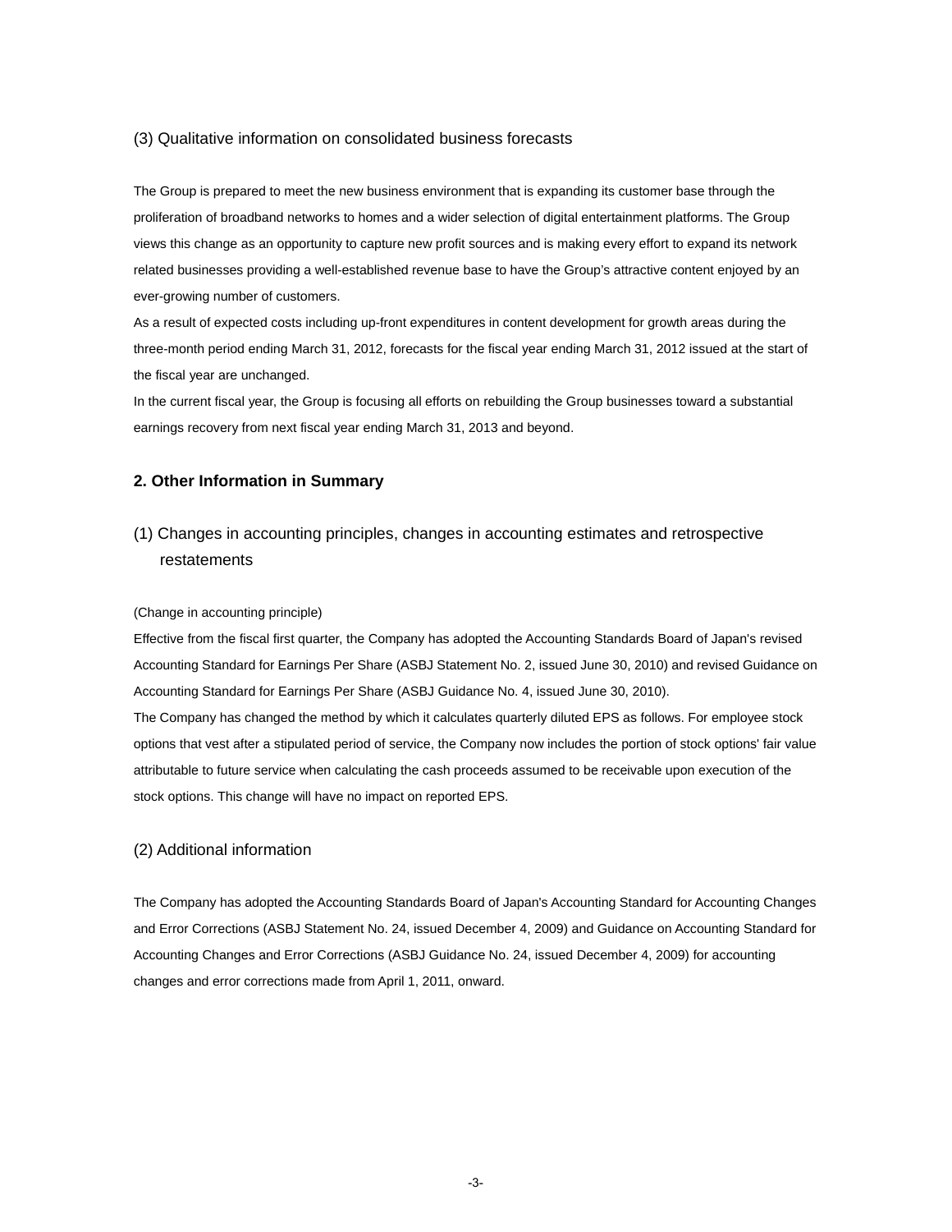### (3) Qualitative information on consolidated business forecasts

The Group is prepared to meet the new business environment that is expanding its customer base through the proliferation of broadband networks to homes and a wider selection of digital entertainment platforms. The Group views this change as an opportunity to capture new profit sources and is making every effort to expand its network related businesses providing a well-established revenue base to have the Group's attractive content enjoyed by an ever-growing number of customers.

As a result of expected costs including up-front expenditures in content development for growth areas during the three-month period ending March 31, 2012, forecasts for the fiscal year ending March 31, 2012 issued at the start of the fiscal year are unchanged.

In the current fiscal year, the Group is focusing all efforts on rebuilding the Group businesses toward a substantial earnings recovery from next fiscal year ending March 31, 2013 and beyond.

## 2. Other Information in Summary

### (1) Changes in accounting principles, changes in accounting estimates and retrospective restatements

(Change in accounting principle)

Effective from the fiscal first quarter, the Company has adopted the Accounting Standards Board of Japan's revised Accounting Standard for Earnings Per Share (ASBJ Statement No. 2, issued June 30, 2010) and revised Guidance on Accounting Standard for Earnings Per Share (ASBJ Guidance No. 4, issued June 30, 2010).

The Company has changed the method by which it calculates quarterly diluted EPS as follows. For employee stock options that vest after a stipulated period of service, the Company now includes the portion of stock options' fair value attributable to future service when calculating the cash proceeds assumed to be receivable upon execution of the stock options. This change will have no impact on reported EPS.

### (2) Additional information

The Company has adopted the Accounting Standards Board of Japan's Accounting Standard for Accounting Changes and Error Corrections (ASBJ Statement No. 24, issued December 4, 2009) and Guidance on Accounting Standard for Accounting Changes and Error Corrections (ASBJ Guidance No. 24, issued December 4, 2009) for accounting changes and error corrections made from April 1, 2011, onward.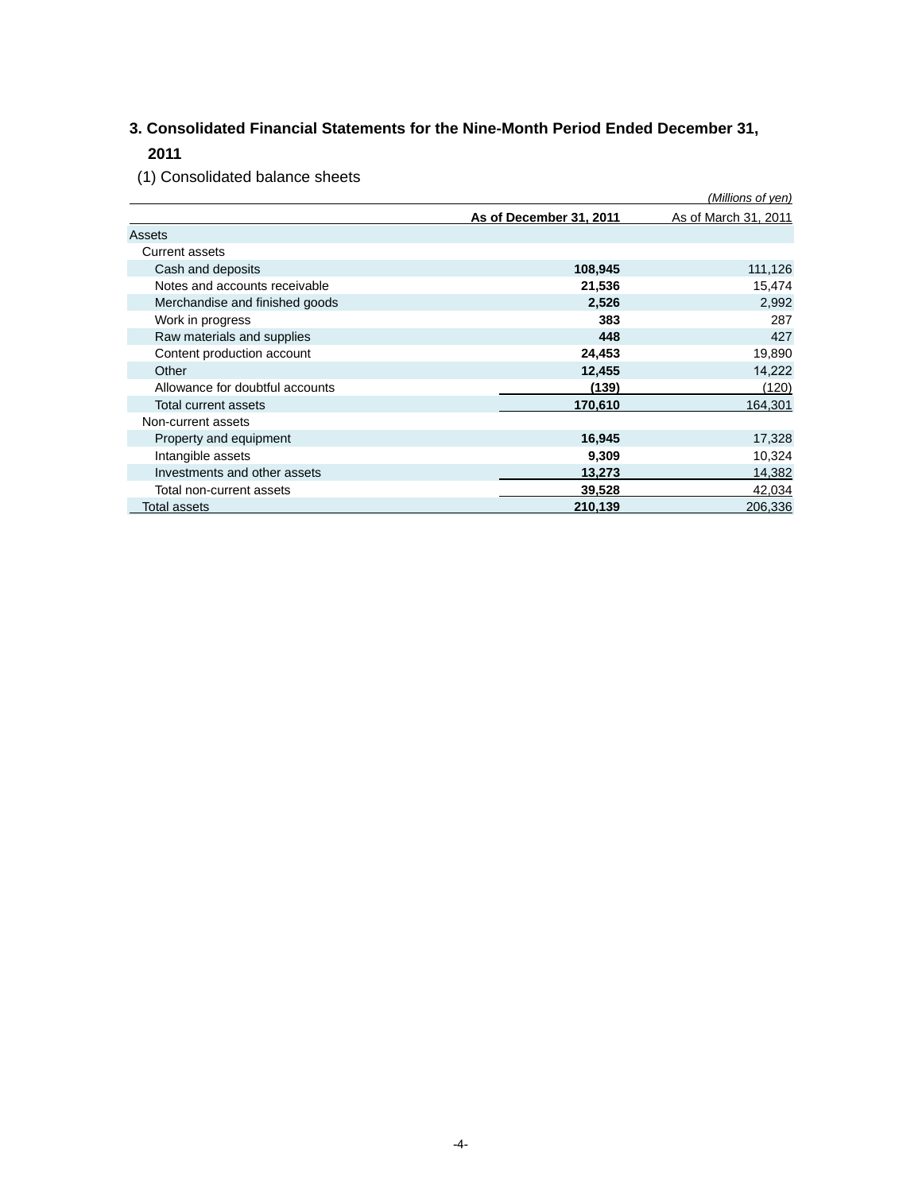## 3. Consolidated Financial Statements for the Nine-Month Period Ended December 31, 2011

(1) Consolidated balance sheets

*(Millions of yen)*

| | **As of December 31, 2011** | As of March 31, 2011 |
|---|---|---|
| Assets | | |
| Current assets | | |
| Cash and deposits | **108,945** | 111,126 |
| Notes and accounts receivable | **21,536** | 15,474 |
| Merchandise and finished goods | **2,526** | 2,992 |
| Work in progress | **383** | 287 |
| Raw materials and supplies | **448** | 427 |
| Content production account | **24,453** | 19,890 |
| Other | **12,455** | 14,222 |
| Allowance for doubtful accounts | **(139)** | (120) |
| Total current assets | **170,610** | 164,301 |
| Non-current assets | | |
| Property and equipment | **16,945** | 17,328 |
| Intangible assets | **9,309** | 10,324 |
| Investments and other assets | **13,273** | 14,382 |
| Total non-current assets | **39,528** | 42,034 |
| Total assets | **210,139** | 206,336 |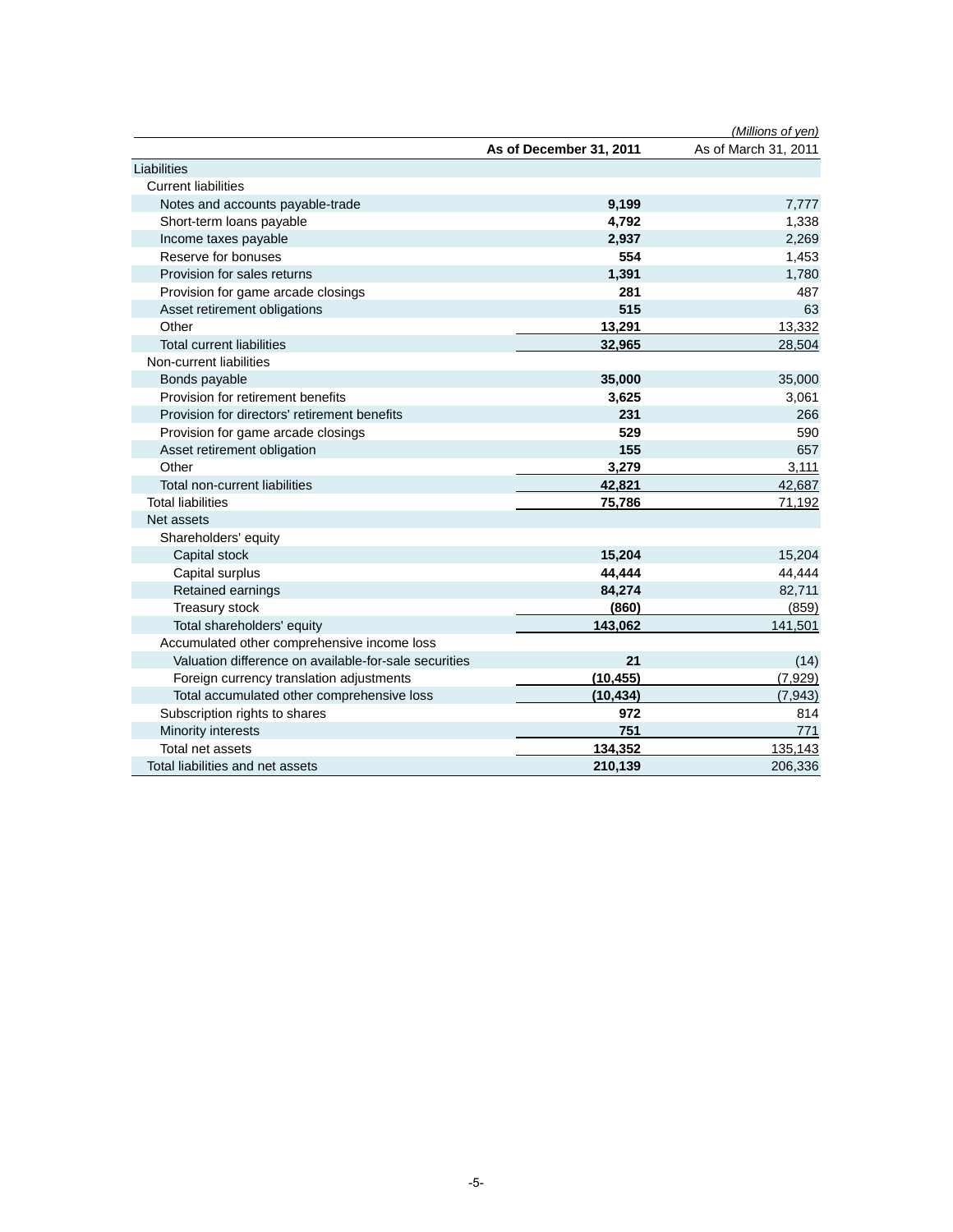*(Millions of yen)*

| | As of December 31, 2011 | As of March 31, 2011 |
|---|---|---|
| Liabilities | | |
| Current liabilities | | |
| Notes and accounts payable-trade | **9,199** | 7,777 |
| Short-term loans payable | **4,792** | 1,338 |
| Income taxes payable | **2,937** | 2,269 |
| Reserve for bonuses | **554** | 1,453 |
| Provision for sales returns | **1,391** | 1,780 |
| Provision for game arcade closings | **281** | 487 |
| Asset retirement obligations | **515** | 63 |
| Other | **13,291** | 13,332 |
| Total current liabilities | **32,965** | 28,504 |
| Non-current liabilities | | |
| Bonds payable | **35,000** | 35,000 |
| Provision for retirement benefits | **3,625** | 3,061 |
| Provision for directors' retirement benefits | **231** | 266 |
| Provision for game arcade closings | **529** | 590 |
| Asset retirement obligation | **155** | 657 |
| Other | **3,279** | 3,111 |
| Total non-current liabilities | **42,821** | 42,687 |
| Total liabilities | **75,786** | 71,192 |
| Net assets | | |
| Shareholders' equity | | |
| Capital stock | **15,204** | 15,204 |
| Capital surplus | **44,444** | 44,444 |
| Retained earnings | **84,274** | 82,711 |
| Treasury stock | **(860)** | (859) |
| Total shareholders' equity | **143,062** | 141,501 |
| Accumulated other comprehensive income loss | | |
| Valuation difference on available-for-sale securities | **21** | (14) |
| Foreign currency translation adjustments | **(10,455)** | (7,929) |
| Total accumulated other comprehensive loss | **(10,434)** | (7,943) |
| Subscription rights to shares | **972** | 814 |
| Minority interests | **751** | 771 |
| Total net assets | **134,352** | 135,143 |
| Total liabilities and net assets | **210,139** | 206,336 |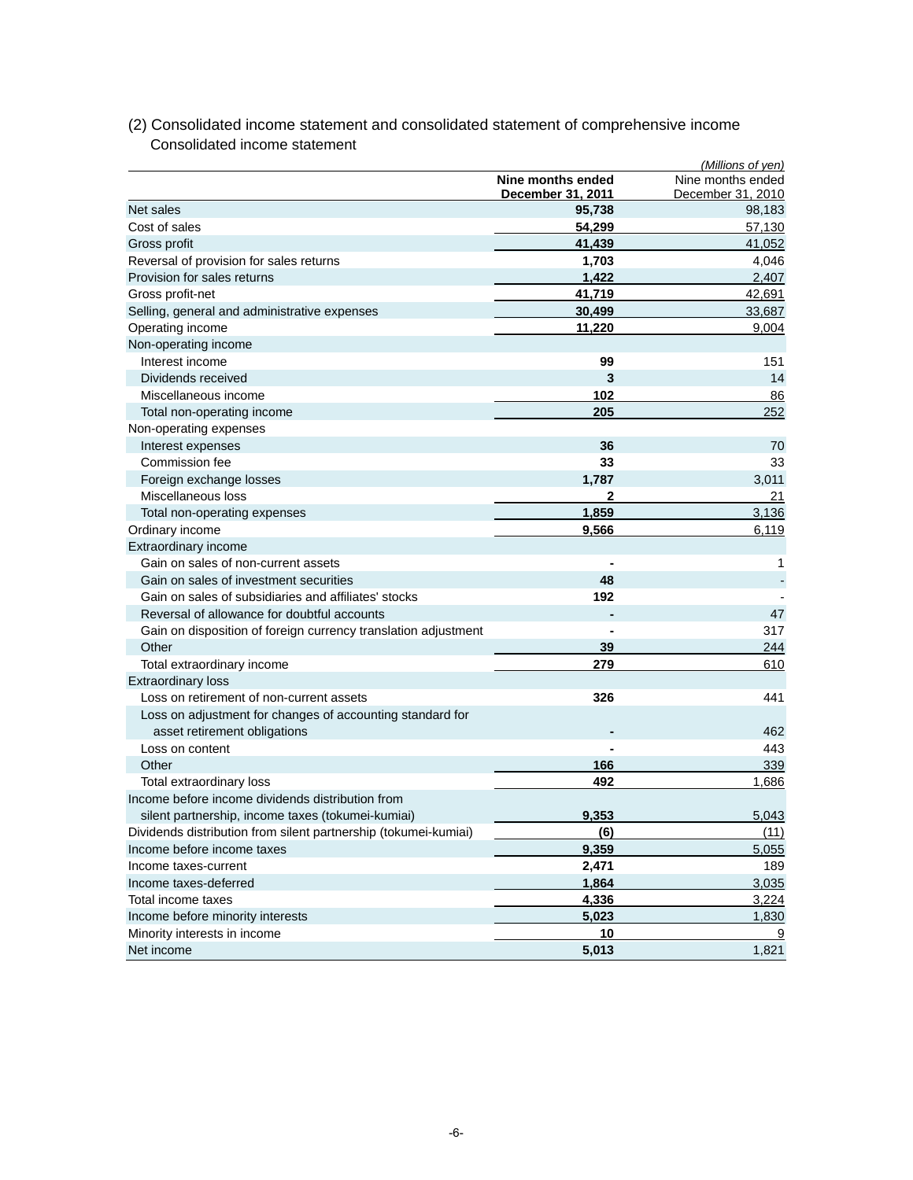(2) Consolidated income statement and consolidated statement of comprehensive income

Consolidated income statement

*(Millions of yen)*

| | **Nine months ended December 31, 2011** | Nine months ended December 31, 2010 |
|---|---|---|
| Net sales | **95,738** | 98,183 |
| Cost of sales | **54,299** | 57,130 |
| Gross profit | **41,439** | 41,052 |
| Reversal of provision for sales returns | **1,703** | 4,046 |
| Provision for sales returns | **1,422** | 2,407 |
| Gross profit-net | **41,719** | 42,691 |
| Selling, general and administrative expenses | **30,499** | 33,687 |
| Operating income | **11,220** | 9,004 |
| Non-operating income | | |
| Interest income | **99** | 151 |
| Dividends received | **3** | 14 |
| Miscellaneous income | **102** | 86 |
| Total non-operating income | **205** | 252 |
| Non-operating expenses | | |
| Interest expenses | **36** | 70 |
| Commission fee | **33** | 33 |
| Foreign exchange losses | **1,787** | 3,011 |
| Miscellaneous loss | **2** | 21 |
| Total non-operating expenses | **1,859** | 3,136 |
| Ordinary income | **9,566** | 6,119 |
| Extraordinary income | | |
| Gain on sales of non-current assets | **-** | 1 |
| Gain on sales of investment securities | **48** | - |
| Gain on sales of subsidiaries and affiliates' stocks | **192** | - |
| Reversal of allowance for doubtful accounts | **-** | 47 |
| Gain on disposition of foreign currency translation adjustment | **-** | 317 |
| Other | **39** | 244 |
| Total extraordinary income | **279** | 610 |
| Extraordinary loss | | |
| Loss on retirement of non-current assets | **326** | 441 |
| Loss on adjustment for changes of accounting standard for asset retirement obligations | **-** | 462 |
| Loss on content | **-** | 443 |
| Other | **166** | 339 |
| Total extraordinary loss | **492** | 1,686 |
| Income before income dividends distribution from silent partnership, income taxes (tokumei-kumiai) | **9,353** | 5,043 |
| Dividends distribution from silent partnership (tokumei-kumiai) | **(6)** | (11) |
| Income before income taxes | **9,359** | 5,055 |
| Income taxes-current | **2,471** | 189 |
| Income taxes-deferred | **1,864** | 3,035 |
| Total income taxes | **4,336** | 3,224 |
| Income before minority interests | **5,023** | 1,830 |
| Minority interests in income | **10** | 9 |
| Net income | **5,013** | 1,821 |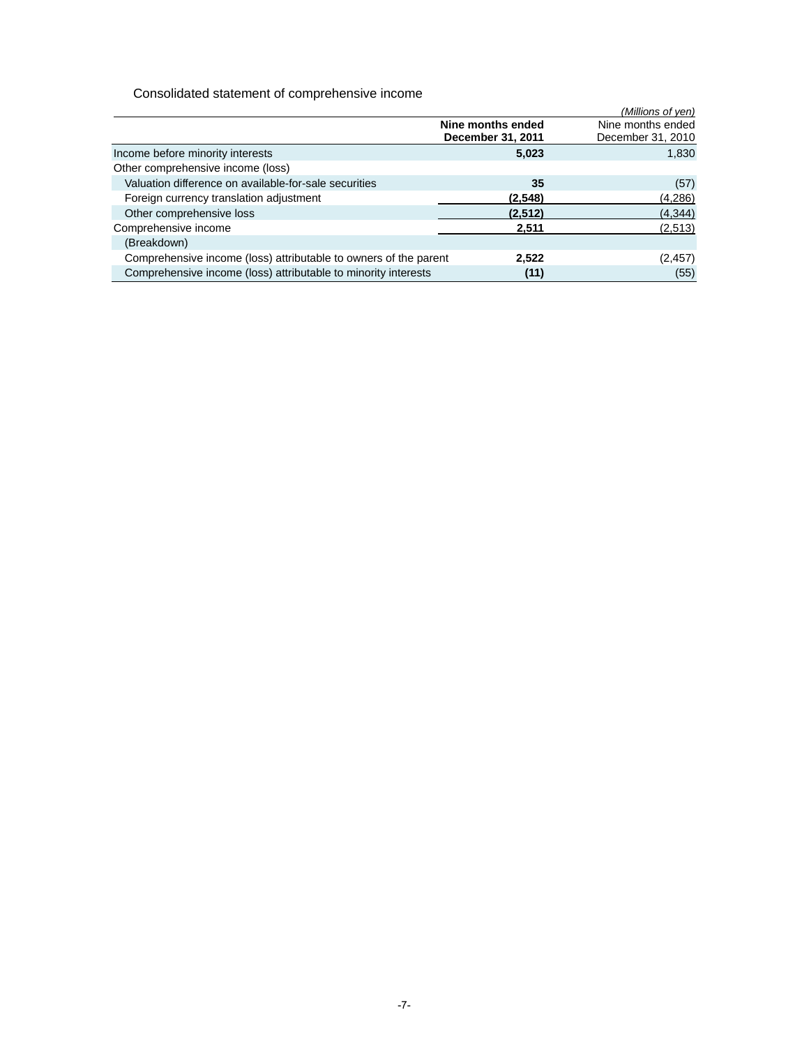## Consolidated statement of comprehensive income

*(Millions of yen)*

| | **Nine months ended December 31, 2011** | Nine months ended December 31, 2010 |
|---|---|---|
| Income before minority interests | **5,023** | 1,830 |
| Other comprehensive income (loss) | | |
| Valuation difference on available-for-sale securities | **35** | (57) |
| Foreign currency translation adjustment | **(2,548)** | (4,286) |
| Other comprehensive loss | **(2,512)** | (4,344) |
| Comprehensive income | **2,511** | (2,513) |
| (Breakdown) | | |
| Comprehensive income (loss) attributable to owners of the parent | **2,522** | (2,457) |
| Comprehensive income (loss) attributable to minority interests | **(11)** | (55) |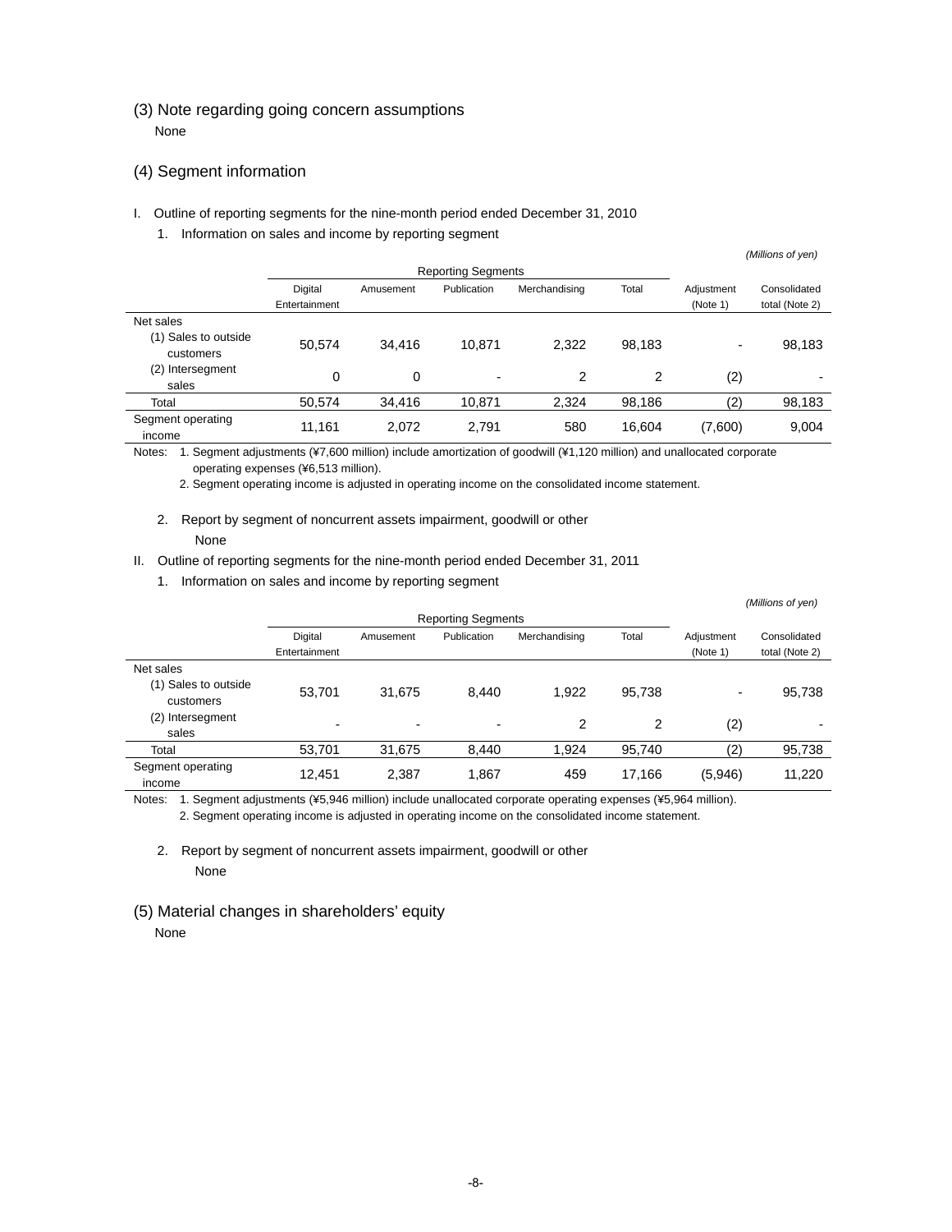## (3) Note regarding going concern assumptions

None

## (4) Segment information

I. Outline of reporting segments for the nine-month period ended December 31, 2010

1. Information on sales and income by reporting segment

*(Millions of yen)*

| | Reporting Segments | | | | | | |
|---|---|---|---|---|---|---|---|
| | Digital Entertainment | Amusement | Publication | Merchandising | Total | Adjustment (Note 1) | Consolidated total (Note 2) |
| Net sales | | | | | | | |
| (1) Sales to outside customers | 50,574 | 34,416 | 10,871 | 2,322 | 98,183 | - | 98,183 |
| (2) Intersegment sales | 0 | 0 | - | 2 | 2 | (2) | - |
| Total | 50,574 | 34,416 | 10,871 | 2,324 | 98,186 | (2) | 98,183 |
| Segment operating income | 11,161 | 2,072 | 2,791 | 580 | 16,604 | (7,600) | 9,004 |

Notes: 1. Segment adjustments (¥7,600 million) include amortization of goodwill (¥1,120 million) and unallocated corporate operating expenses (¥6,513 million).

2. Segment operating income is adjusted in operating income on the consolidated income statement.

2. Report by segment of noncurrent assets impairment, goodwill or other

None

II. Outline of reporting segments for the nine-month period ended December 31, 2011

1. Information on sales and income by reporting segment

*(Millions of yen)*

| | Reporting Segments | | | | | | |
|---|---|---|---|---|---|---|---|
| | Digital Entertainment | Amusement | Publication | Merchandising | Total | Adjustment (Note 1) | Consolidated total (Note 2) |
| Net sales | | | | | | | |
| (1) Sales to outside customers | 53,701 | 31,675 | 8,440 | 1,922 | 95,738 | - | 95,738 |
| (2) Intersegment sales | - | - | - | 2 | 2 | (2) | - |
| Total | 53,701 | 31,675 | 8,440 | 1,924 | 95,740 | (2) | 95,738 |
| Segment operating income | 12,451 | 2,387 | 1,867 | 459 | 17,166 | (5,946) | 11,220 |

Notes: 1. Segment adjustments (¥5,946 million) include unallocated corporate operating expenses (¥5,964 million).

2. Segment operating income is adjusted in operating income on the consolidated income statement.

2. Report by segment of noncurrent assets impairment, goodwill or other

None

## (5) Material changes in shareholders' equity

None